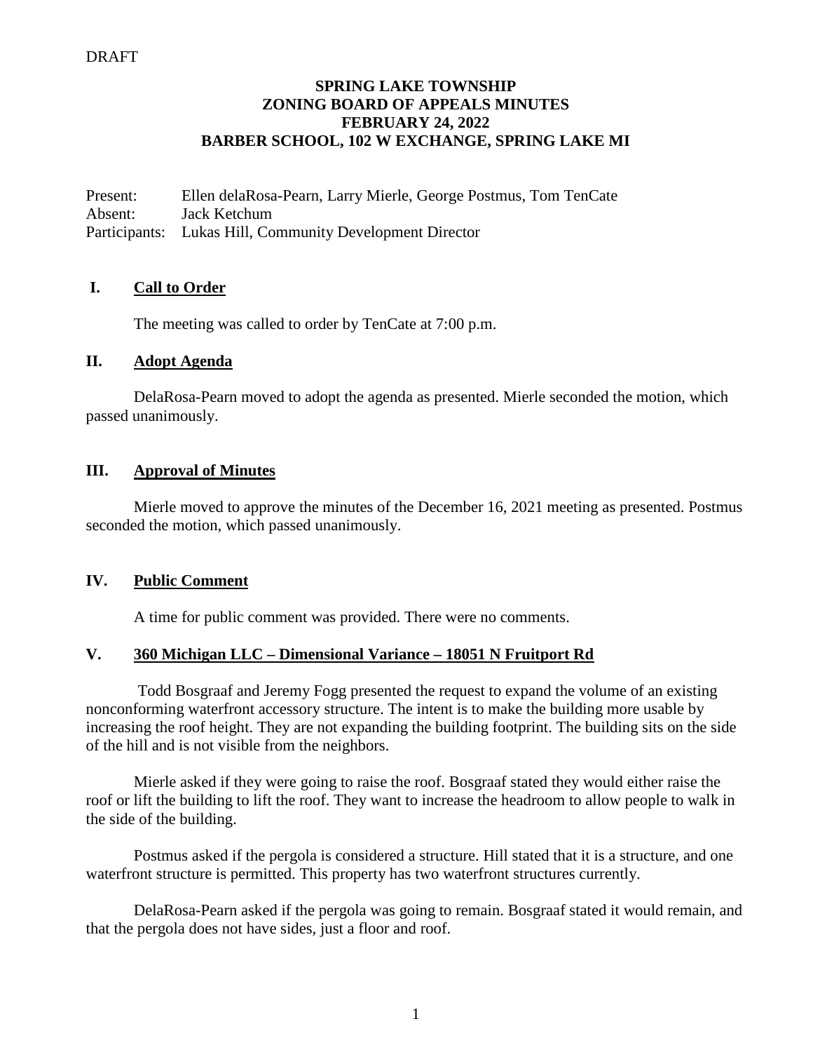DRAFT

# SPRING LAKE TOWNSHIP
# ZONING BOARD OF APPEALS MINUTES
# FEBRUARY 24, 2022
# BARBER SCHOOL, 102 W EXCHANGE, SPRING LAKE MI

Present: Ellen delaRosa-Pearn, Larry Mierle, George Postmus, Tom TenCate
Absent: Jack Ketchum
Participants: Lukas Hill, Community Development Director

## I. Call to Order

The meeting was called to order by TenCate at 7:00 p.m.

## II. Adopt Agenda

DelaRosa-Pearn moved to adopt the agenda as presented. Mierle seconded the motion, which passed unanimously.

## III. Approval of Minutes

Mierle moved to approve the minutes of the December 16, 2021 meeting as presented. Postmus seconded the motion, which passed unanimously.

## IV. Public Comment

A time for public comment was provided. There were no comments.

## V. 360 Michigan LLC – Dimensional Variance – 18051 N Fruitport Rd

Todd Bosgraaf and Jeremy Fogg presented the request to expand the volume of an existing nonconforming waterfront accessory structure. The intent is to make the building more usable by increasing the roof height. They are not expanding the building footprint. The building sits on the side of the hill and is not visible from the neighbors.

Mierle asked if they were going to raise the roof. Bosgraaf stated they would either raise the roof or lift the building to lift the roof. They want to increase the headroom to allow people to walk in the side of the building.

Postmus asked if the pergola is considered a structure. Hill stated that it is a structure, and one waterfront structure is permitted. This property has two waterfront structures currently.

DelaRosa-Pearn asked if the pergola was going to remain. Bosgraaf stated it would remain, and that the pergola does not have sides, just a floor and roof.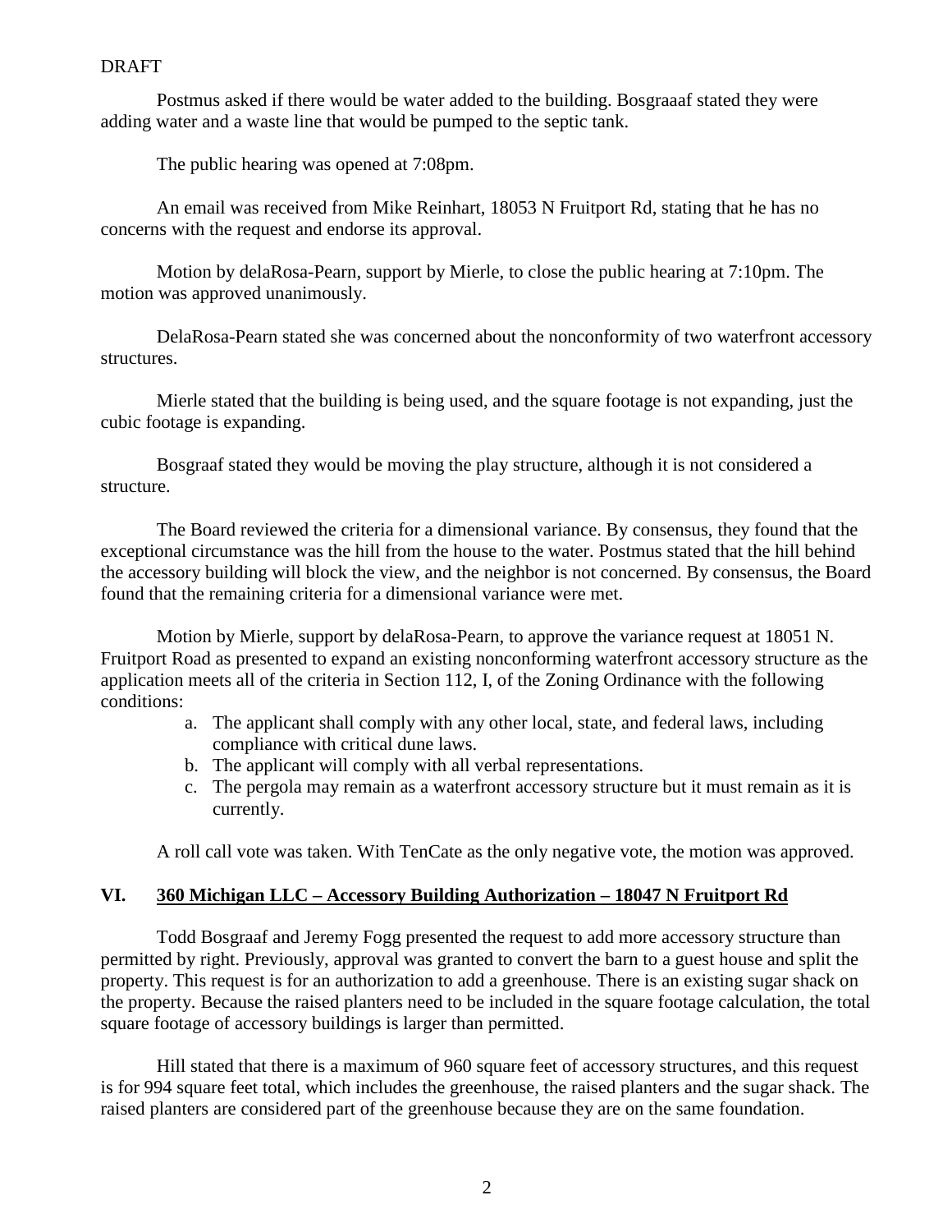DRAFT

Postmus asked if there would be water added to the building. Bosgraaaf stated they were adding water and a waste line that would be pumped to the septic tank.

The public hearing was opened at 7:08pm.

An email was received from Mike Reinhart, 18053 N Fruitport Rd, stating that he has no concerns with the request and endorse its approval.

Motion by delaRosa-Pearn, support by Mierle, to close the public hearing at 7:10pm. The motion was approved unanimously.

DelaRosa-Pearn stated she was concerned about the nonconformity of two waterfront accessory structures.

Mierle stated that the building is being used, and the square footage is not expanding, just the cubic footage is expanding.

Bosgraaf stated they would be moving the play structure, although it is not considered a structure.

The Board reviewed the criteria for a dimensional variance. By consensus, they found that the exceptional circumstance was the hill from the house to the water. Postmus stated that the hill behind the accessory building will block the view, and the neighbor is not concerned. By consensus, the Board found that the remaining criteria for a dimensional variance were met.

Motion by Mierle, support by delaRosa-Pearn, to approve the variance request at 18051 N. Fruitport Road as presented to expand an existing nonconforming waterfront accessory structure as the application meets all of the criteria in Section 112, I, of the Zoning Ordinance with the following conditions:

a. The applicant shall comply with any other local, state, and federal laws, including compliance with critical dune laws.
b. The applicant will comply with all verbal representations.
c. The pergola may remain as a waterfront accessory structure but it must remain as it is currently.

A roll call vote was taken. With TenCate as the only negative vote, the motion was approved.

## VI. 360 Michigan LLC – Accessory Building Authorization – 18047 N Fruitport Rd

Todd Bosgraaf and Jeremy Fogg presented the request to add more accessory structure than permitted by right. Previously, approval was granted to convert the barn to a guest house and split the property. This request is for an authorization to add a greenhouse. There is an existing sugar shack on the property. Because the raised planters need to be included in the square footage calculation, the total square footage of accessory buildings is larger than permitted.

Hill stated that there is a maximum of 960 square feet of accessory structures, and this request is for 994 square feet total, which includes the greenhouse, the raised planters and the sugar shack. The raised planters are considered part of the greenhouse because they are on the same foundation.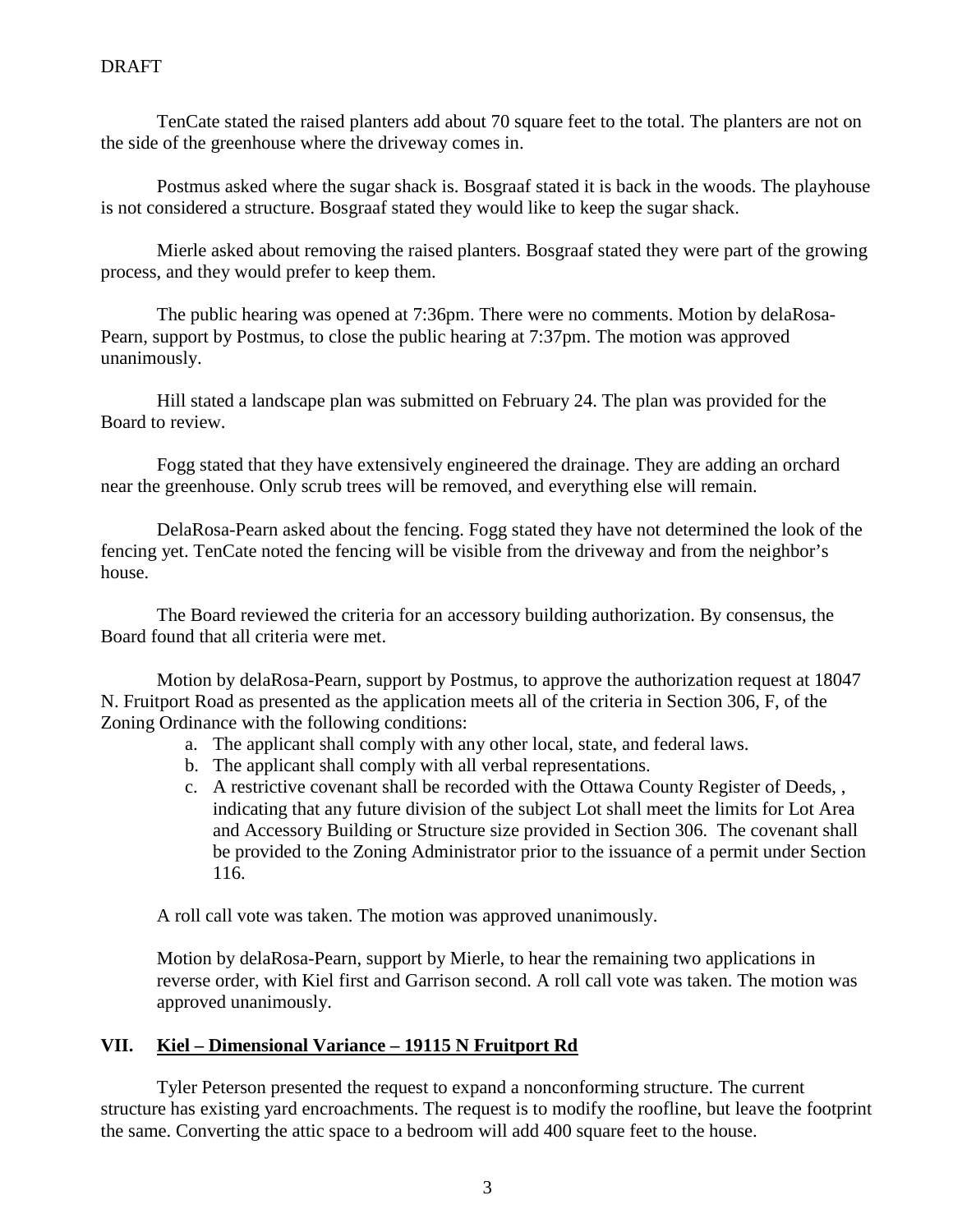DRAFT

TenCate stated the raised planters add about 70 square feet to the total. The planters are not on the side of the greenhouse where the driveway comes in.

Postmus asked where the sugar shack is. Bosgraaf stated it is back in the woods. The playhouse is not considered a structure. Bosgraaf stated they would like to keep the sugar shack.

Mierle asked about removing the raised planters. Bosgraaf stated they were part of the growing process, and they would prefer to keep them.

The public hearing was opened at 7:36pm. There were no comments. Motion by delaRosa-Pearn, support by Postmus, to close the public hearing at 7:37pm. The motion was approved unanimously.

Hill stated a landscape plan was submitted on February 24. The plan was provided for the Board to review.

Fogg stated that they have extensively engineered the drainage. They are adding an orchard near the greenhouse. Only scrub trees will be removed, and everything else will remain.

DelaRosa-Pearn asked about the fencing. Fogg stated they have not determined the look of the fencing yet. TenCate noted the fencing will be visible from the driveway and from the neighbor's house.

The Board reviewed the criteria for an accessory building authorization. By consensus, the Board found that all criteria were met.

Motion by delaRosa-Pearn, support by Postmus, to approve the authorization request at 18047 N. Fruitport Road as presented as the application meets all of the criteria in Section 306, F, of the Zoning Ordinance with the following conditions:

a. The applicant shall comply with any other local, state, and federal laws.
b. The applicant shall comply with all verbal representations.
c. A restrictive covenant shall be recorded with the Ottawa County Register of Deeds, , indicating that any future division of the subject Lot shall meet the limits for Lot Area and Accessory Building or Structure size provided in Section 306. The covenant shall be provided to the Zoning Administrator prior to the issuance of a permit under Section 116.

A roll call vote was taken. The motion was approved unanimously.

Motion by delaRosa-Pearn, support by Mierle, to hear the remaining two applications in reverse order, with Kiel first and Garrison second. A roll call vote was taken. The motion was approved unanimously.

## VII. Kiel – Dimensional Variance – 19115 N Fruitport Rd

Tyler Peterson presented the request to expand a nonconforming structure. The current structure has existing yard encroachments. The request is to modify the roofline, but leave the footprint the same. Converting the attic space to a bedroom will add 400 square feet to the house.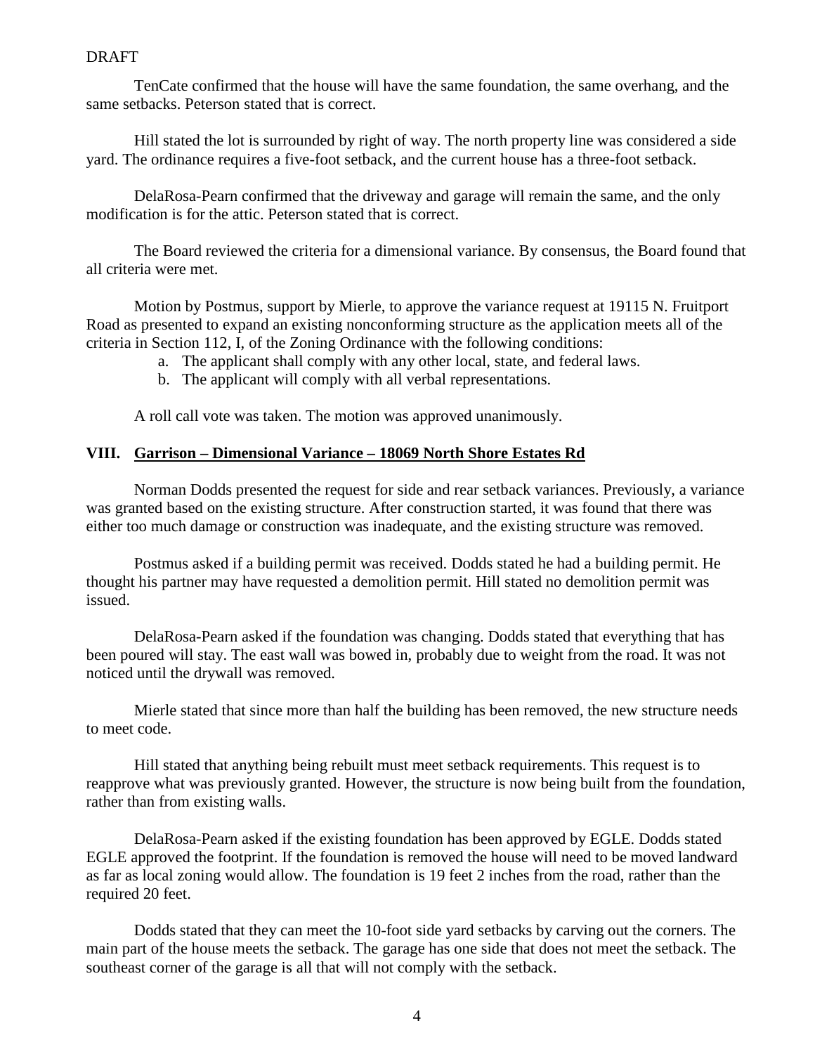DRAFT

TenCate confirmed that the house will have the same foundation, the same overhang, and the same setbacks. Peterson stated that is correct.

Hill stated the lot is surrounded by right of way. The north property line was considered a side yard. The ordinance requires a five-foot setback, and the current house has a three-foot setback.

DelaRosa-Pearn confirmed that the driveway and garage will remain the same, and the only modification is for the attic. Peterson stated that is correct.

The Board reviewed the criteria for a dimensional variance. By consensus, the Board found that all criteria were met.

Motion by Postmus, support by Mierle, to approve the variance request at 19115 N. Fruitport Road as presented to expand an existing nonconforming structure as the application meets all of the criteria in Section 112, I, of the Zoning Ordinance with the following conditions:

a. The applicant shall comply with any other local, state, and federal laws.
b. The applicant will comply with all verbal representations.

A roll call vote was taken. The motion was approved unanimously.

## VIII. Garrison – Dimensional Variance – 18069 North Shore Estates Rd

Norman Dodds presented the request for side and rear setback variances. Previously, a variance was granted based on the existing structure. After construction started, it was found that there was either too much damage or construction was inadequate, and the existing structure was removed.

Postmus asked if a building permit was received. Dodds stated he had a building permit. He thought his partner may have requested a demolition permit. Hill stated no demolition permit was issued.

DelaRosa-Pearn asked if the foundation was changing. Dodds stated that everything that has been poured will stay. The east wall was bowed in, probably due to weight from the road. It was not noticed until the drywall was removed.

Mierle stated that since more than half the building has been removed, the new structure needs to meet code.

Hill stated that anything being rebuilt must meet setback requirements. This request is to reapprove what was previously granted. However, the structure is now being built from the foundation, rather than from existing walls.

DelaRosa-Pearn asked if the existing foundation has been approved by EGLE. Dodds stated EGLE approved the footprint. If the foundation is removed the house will need to be moved landward as far as local zoning would allow. The foundation is 19 feet 2 inches from the road, rather than the required 20 feet.

Dodds stated that they can meet the 10-foot side yard setbacks by carving out the corners. The main part of the house meets the setback. The garage has one side that does not meet the setback. The southeast corner of the garage is all that will not comply with the setback.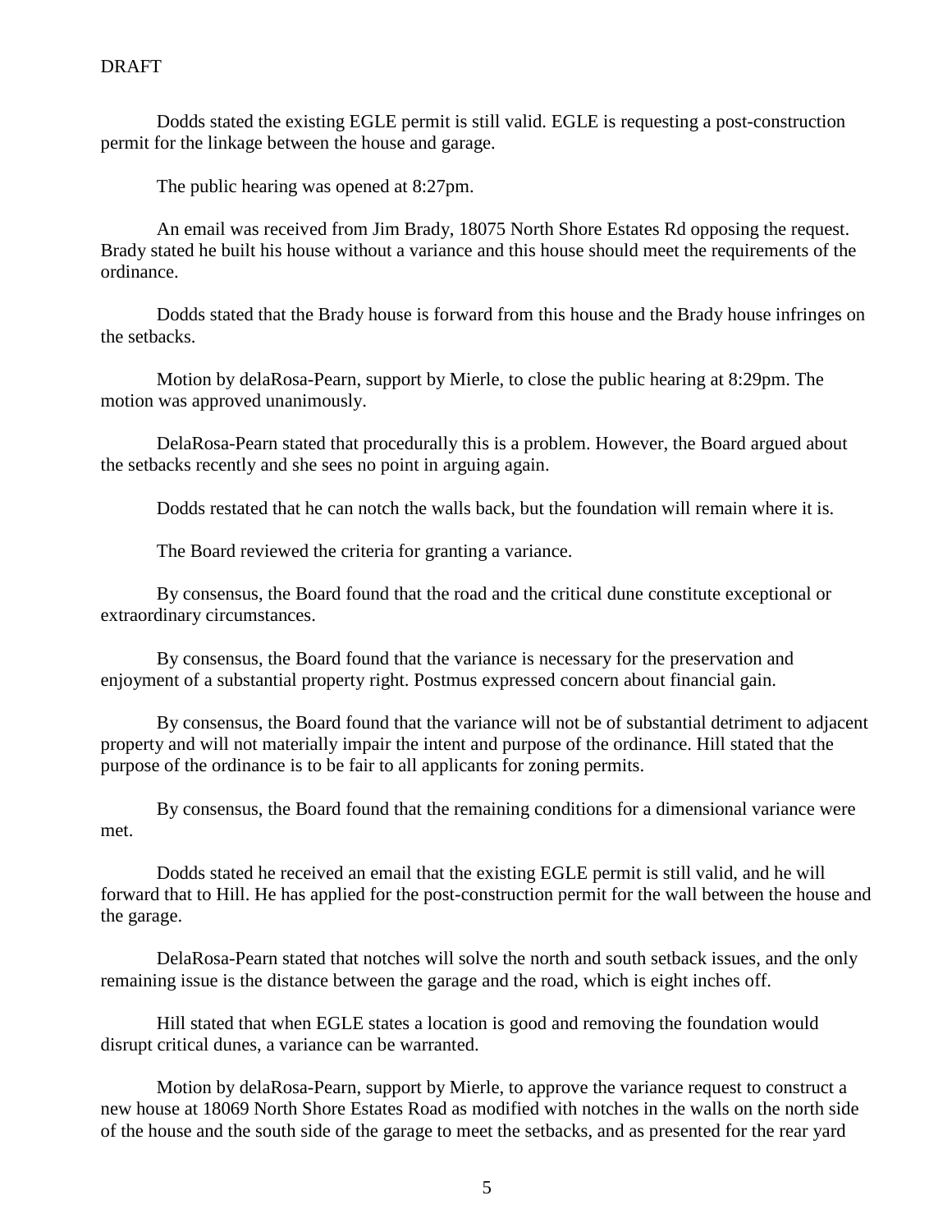DRAFT

Dodds stated the existing EGLE permit is still valid. EGLE is requesting a post-construction permit for the linkage between the house and garage.

The public hearing was opened at 8:27pm.

An email was received from Jim Brady, 18075 North Shore Estates Rd opposing the request. Brady stated he built his house without a variance and this house should meet the requirements of the ordinance.

Dodds stated that the Brady house is forward from this house and the Brady house infringes on the setbacks.

Motion by delaRosa-Pearn, support by Mierle, to close the public hearing at 8:29pm. The motion was approved unanimously.

DelaRosa-Pearn stated that procedurally this is a problem. However, the Board argued about the setbacks recently and she sees no point in arguing again.

Dodds restated that he can notch the walls back, but the foundation will remain where it is.

The Board reviewed the criteria for granting a variance.

By consensus, the Board found that the road and the critical dune constitute exceptional or extraordinary circumstances.

By consensus, the Board found that the variance is necessary for the preservation and enjoyment of a substantial property right. Postmus expressed concern about financial gain.

By consensus, the Board found that the variance will not be of substantial detriment to adjacent property and will not materially impair the intent and purpose of the ordinance. Hill stated that the purpose of the ordinance is to be fair to all applicants for zoning permits.

By consensus, the Board found that the remaining conditions for a dimensional variance were met.

Dodds stated he received an email that the existing EGLE permit is still valid, and he will forward that to Hill. He has applied for the post-construction permit for the wall between the house and the garage.

DelaRosa-Pearn stated that notches will solve the north and south setback issues, and the only remaining issue is the distance between the garage and the road, which is eight inches off.

Hill stated that when EGLE states a location is good and removing the foundation would disrupt critical dunes, a variance can be warranted.

Motion by delaRosa-Pearn, support by Mierle, to approve the variance request to construct a new house at 18069 North Shore Estates Road as modified with notches in the walls on the north side of the house and the south side of the garage to meet the setbacks, and as presented for the rear yard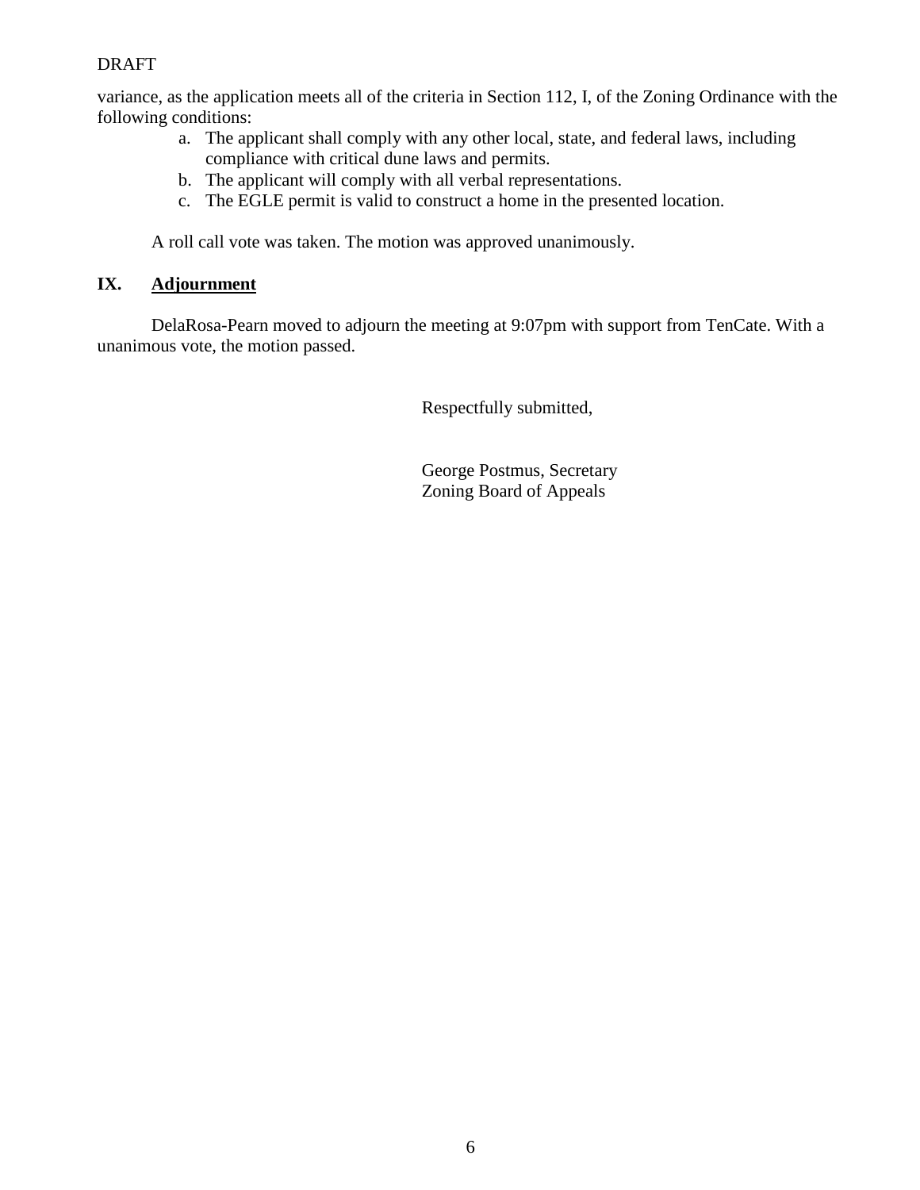DRAFT

variance, as the application meets all of the criteria in Section 112, I, of the Zoning Ordinance with the following conditions:

a. The applicant shall comply with any other local, state, and federal laws, including compliance with critical dune laws and permits.
b. The applicant will comply with all verbal representations.
c. The EGLE permit is valid to construct a home in the presented location.

A roll call vote was taken. The motion was approved unanimously.

## IX. Adjournment

DelaRosa-Pearn moved to adjourn the meeting at 9:07pm with support from TenCate. With a unanimous vote, the motion passed.

Respectfully submitted,

George Postmus, Secretary
Zoning Board of Appeals